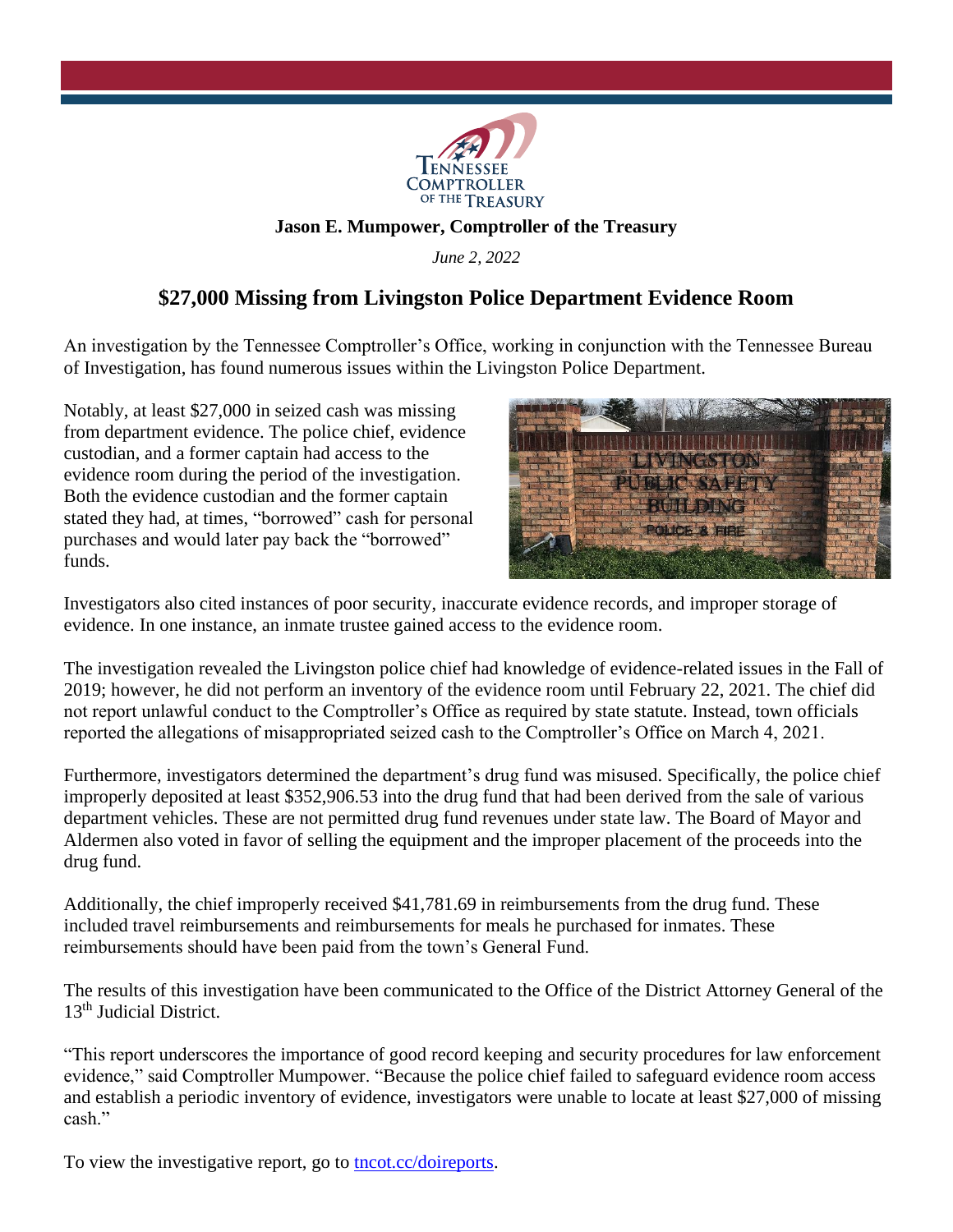Jason E. Mumpower, Comptroller of the Treasury

*June 2, 2022*

## $27,000 Missing from Livingston Police Department Evidence Room

An investigation by the Tennessee Comptroller's Office, working in conjunction with the Tennessee Bureau of Investigation, has found numerous issues within the Livingston Police Department.

Notably, at least $27,000 in seized cash was missing from department evidence. The police chief, evidence custodian, and a former captain had access to the evidence room during the period of the investigation. Both the evidence custodian and the former captain stated they had, at times, "borrowed" cash for personal purchases and would later pay back the "borrowed" funds.

Investigators also cited instances of poor security, inaccurate evidence records, and improper storage of evidence. In one instance, an inmate trustee gained access to the evidence room.

The investigation revealed the Livingston police chief had knowledge of evidence-related issues in the Fall of 2019; however, he did not perform an inventory of the evidence room until February 22, 2021. The chief did not report unlawful conduct to the Comptroller's Office as required by state statute. Instead, town officials reported the allegations of misappropriated seized cash to the Comptroller's Office on March 4, 2021.

Furthermore, investigators determined the department's drug fund was misused. Specifically, the police chief improperly deposited at least $352,906.53 into the drug fund that had been derived from the sale of various department vehicles. These are not permitted drug fund revenues under state law. The Board of Mayor and Aldermen also voted in favor of selling the equipment and the improper placement of the proceeds into the drug fund.

Additionally, the chief improperly received $41,781.69 in reimbursements from the drug fund. These included travel reimbursements and reimbursements for meals he purchased for inmates. These reimbursements should have been paid from the town's General Fund.

The results of this investigation have been communicated to the Office of the District Attorney General of the 13th Judicial District.

"This report underscores the importance of good record keeping and security procedures for law enforcement evidence," said Comptroller Mumpower. "Because the police chief failed to safeguard evidence room access and establish a periodic inventory of evidence, investigators were unable to locate at least $27,000 of missing cash."

To view the investigative report, go to [tncot.cc/doireports](tncot.cc/doireports).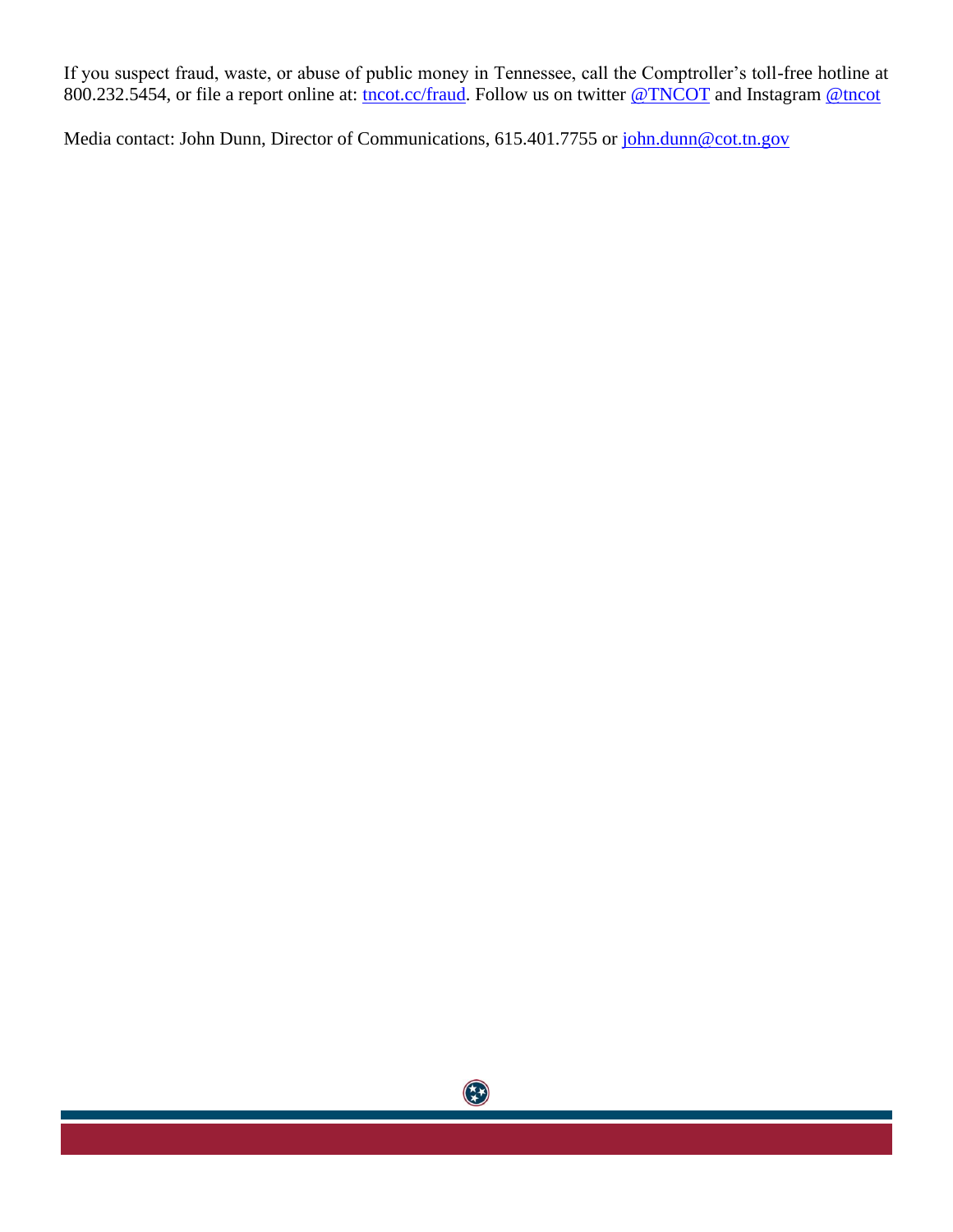If you suspect fraud, waste, or abuse of public money in Tennessee, call the Comptroller's toll-free hotline at 800.232.5454, or file a report online at: tncot.cc/fraud. Follow us on twitter @TNCOT and Instagram @tncot

Media contact: John Dunn, Director of Communications, 615.401.7755 or john.dunn@cot.tn.gov